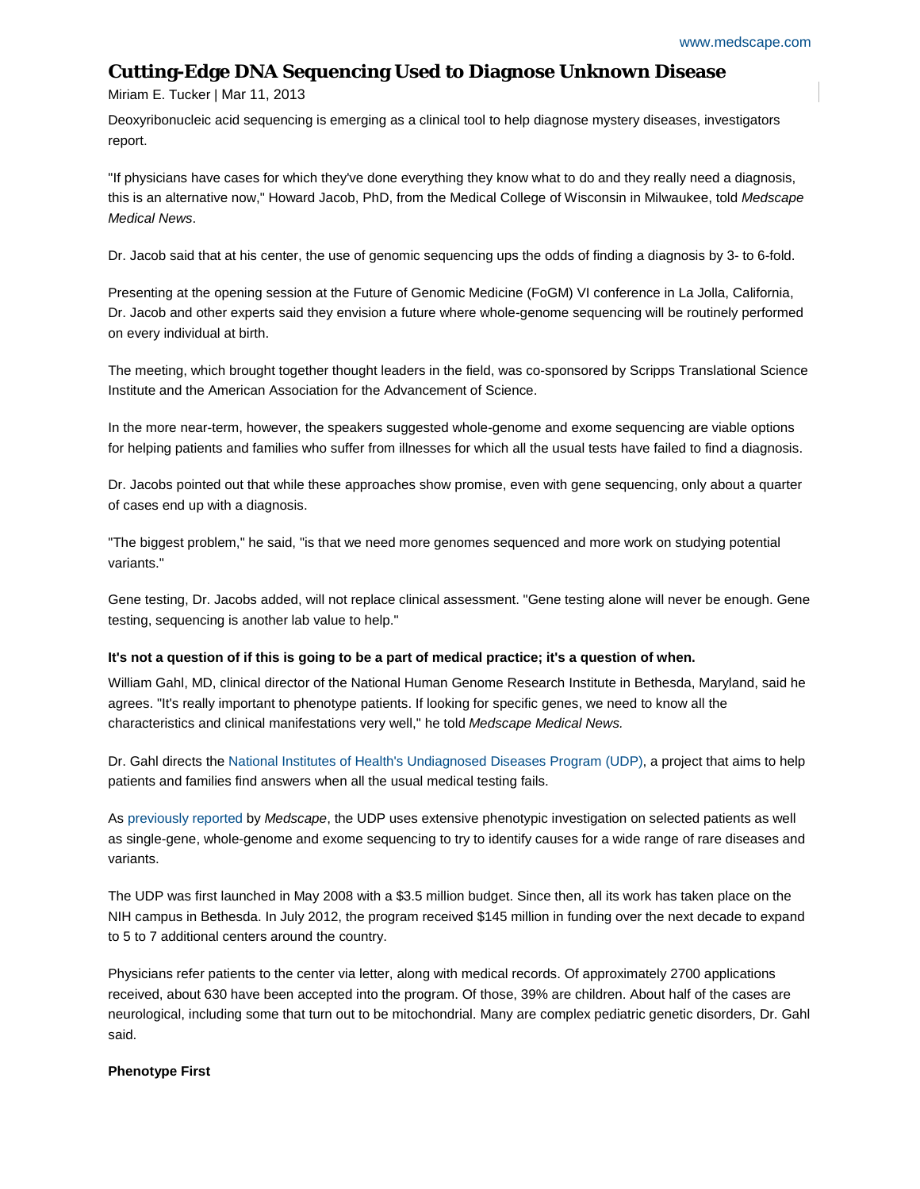# Cutting-Edge DNA Sequencing Used to Diagnose Unknown Disease

Miriam E. Tucker | Mar 11, 2013

Deoxyribonucleic acid sequencing is emerging as a clinical tool to help diagnose mystery diseases, investigators report.

"If physicians have cases for which they've done everything they know what to do and they really need a diagnosis, this is an alternative now," Howard Jacob, PhD, from the Medical College of Wisconsin in Milwaukee, told *Medscape Medical News*.

Dr. Jacob said that at his center, the use of genomic sequencing ups the odds of finding a diagnosis by 3- to 6-fold.

Presenting at the opening session at the Future of Genomic Medicine (FoGM) VI conference in La Jolla, California, Dr. Jacob and other experts said they envision a future where whole-genome sequencing will be routinely performed on every individual at birth.

The meeting, which brought together thought leaders in the field, was co-sponsored by Scripps Translational Science Institute and the American Association for the Advancement of Science.

In the more near-term, however, the speakers suggested whole-genome and exome sequencing are viable options for helping patients and families who suffer from illnesses for which all the usual tests have failed to find a diagnosis.

Dr. Jacobs pointed out that while these approaches show promise, even with gene sequencing, only about a quarter of cases end up with a diagnosis.

"The biggest problem," he said, "is that we need more genomes sequenced and more work on studying potential variants."

Gene testing, Dr. Jacobs added, will not replace clinical assessment. "Gene testing alone will never be enough. Gene testing, sequencing is another lab value to help."

**It's not a question of if this is going to be a part of medical practice; it's a question of when.**

William Gahl, MD, clinical director of the National Human Genome Research Institute in Bethesda, Maryland, said he agrees. "It's really important to phenotype patients. If looking for specific genes, we need to know all the characteristics and clinical manifestations very well," he told *Medscape Medical News.*

Dr. Gahl directs the National Institutes of Health's Undiagnosed Diseases Program (UDP), a project that aims to help patients and families find answers when all the usual medical testing fails.

As previously reported by *Medscape*, the UDP uses extensive phenotypic investigation on selected patients as well as single-gene, whole-genome and exome sequencing to try to identify causes for a wide range of rare diseases and variants.

The UDP was first launched in May 2008 with a $3.5 million budget. Since then, all its work has taken place on the NIH campus in Bethesda. In July 2012, the program received $145 million in funding over the next decade to expand to 5 to 7 additional centers around the country.

Physicians refer patients to the center via letter, along with medical records. Of approximately 2700 applications received, about 630 have been accepted into the program. Of those, 39% are children. About half of the cases are neurological, including some that turn out to be mitochondrial. Many are complex pediatric genetic disorders, Dr. Gahl said.

**Phenotype First**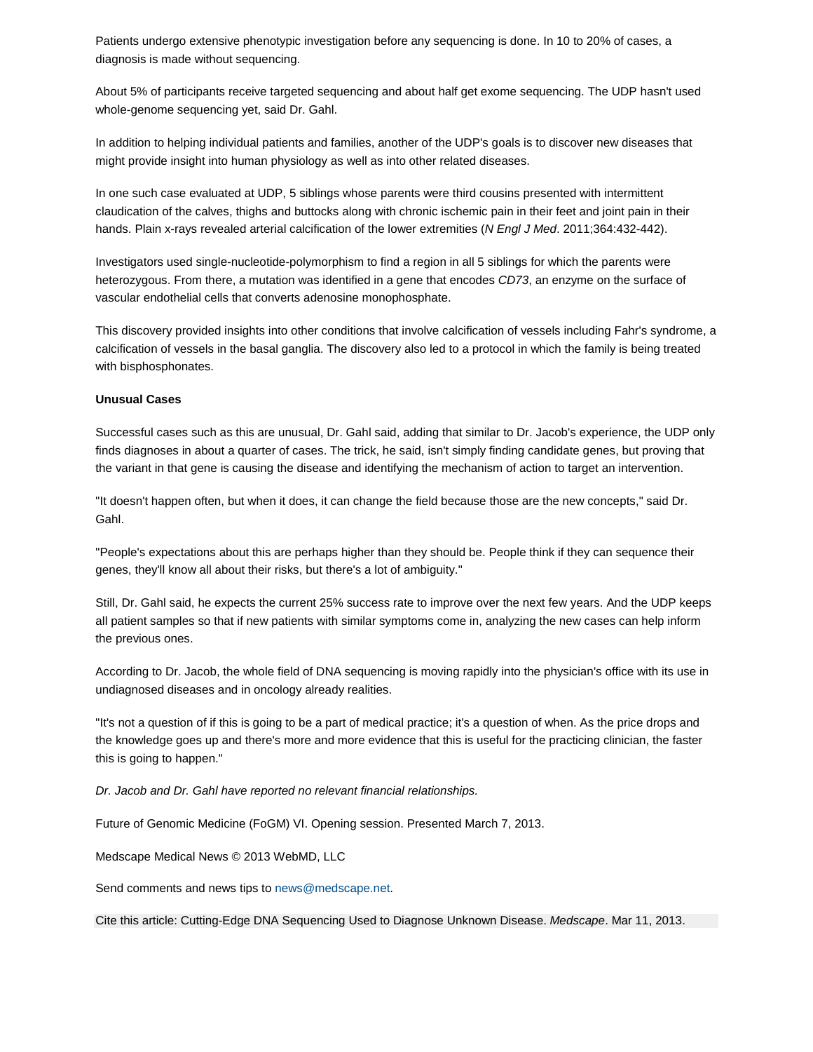Patients undergo extensive phenotypic investigation before any sequencing is done. In 10 to 20% of cases, a diagnosis is made without sequencing.

About 5% of participants receive targeted sequencing and about half get exome sequencing. The UDP hasn't used whole-genome sequencing yet, said Dr. Gahl.

In addition to helping individual patients and families, another of the UDP's goals is to discover new diseases that might provide insight into human physiology as well as into other related diseases.

In one such case evaluated at UDP, 5 siblings whose parents were third cousins presented with intermittent claudication of the calves, thighs and buttocks along with chronic ischemic pain in their feet and joint pain in their hands. Plain x-rays revealed arterial calcification of the lower extremities (*N Engl J Med*. 2011;364:432-442).

Investigators used single-nucleotide-polymorphism to find a region in all 5 siblings for which the parents were heterozygous. From there, a mutation was identified in a gene that encodes *CD73*, an enzyme on the surface of vascular endothelial cells that converts adenosine monophosphate.

This discovery provided insights into other conditions that involve calcification of vessels including Fahr's syndrome, a calcification of vessels in the basal ganglia. The discovery also led to a protocol in which the family is being treated with bisphosphonates.

**Unusual Cases**

Successful cases such as this are unusual, Dr. Gahl said, adding that similar to Dr. Jacob's experience, the UDP only finds diagnoses in about a quarter of cases. The trick, he said, isn't simply finding candidate genes, but proving that the variant in that gene is causing the disease and identifying the mechanism of action to target an intervention.

"It doesn't happen often, but when it does, it can change the field because those are the new concepts," said Dr. Gahl.

"People's expectations about this are perhaps higher than they should be. People think if they can sequence their genes, they'll know all about their risks, but there's a lot of ambiguity."

Still, Dr. Gahl said, he expects the current 25% success rate to improve over the next few years. And the UDP keeps all patient samples so that if new patients with similar symptoms come in, analyzing the new cases can help inform the previous ones.

According to Dr. Jacob, the whole field of DNA sequencing is moving rapidly into the physician's office with its use in undiagnosed diseases and in oncology already realities.

"It's not a question of if this is going to be a part of medical practice; it's a question of when. As the price drops and the knowledge goes up and there's more and more evidence that this is useful for the practicing clinician, the faster this is going to happen."

*Dr. Jacob and Dr. Gahl have reported no relevant financial relationships.*

Future of Genomic Medicine (FoGM) VI. Opening session. Presented March 7, 2013.

Medscape Medical News © 2013 WebMD, LLC

Send comments and news tips to news@medscape.net.

Cite this article: Cutting-Edge DNA Sequencing Used to Diagnose Unknown Disease. *Medscape*. Mar 11, 2013.